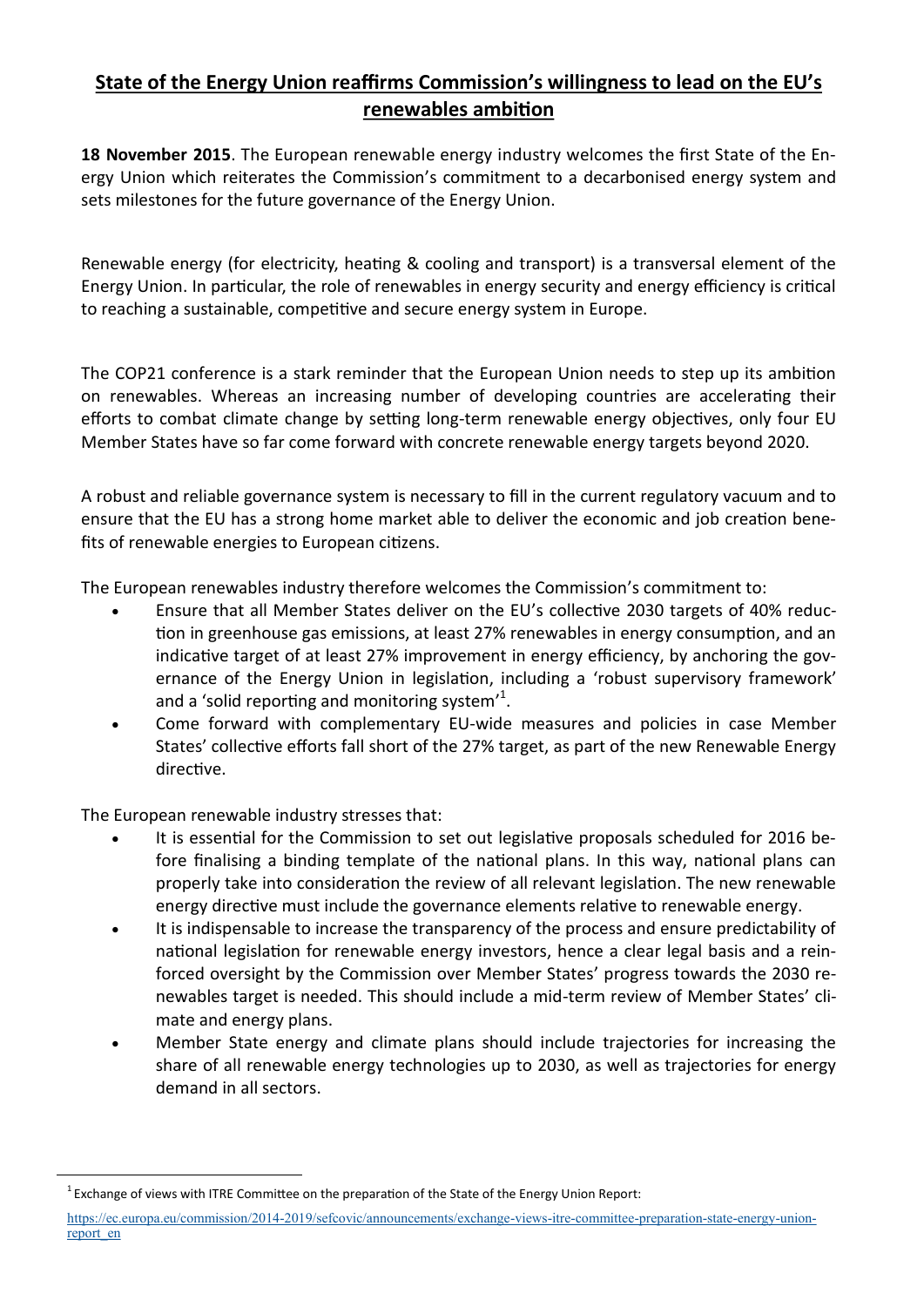# State of the Energy Union reaffirms Commission's willingness to lead on the EU's renewables ambition

**18 November 2015**. The European renewable energy industry welcomes the first State of the Energy Union which reiterates the Commission's commitment to a decarbonised energy system and sets milestones for the future governance of the Energy Union.

Renewable energy (for electricity, heating & cooling and transport) is a transversal element of the Energy Union. In particular, the role of renewables in energy security and energy efficiency is critical to reaching a sustainable, competitive and secure energy system in Europe.

The COP21 conference is a stark reminder that the European Union needs to step up its ambition on renewables. Whereas an increasing number of developing countries are accelerating their efforts to combat climate change by setting long-term renewable energy objectives, only four EU Member States have so far come forward with concrete renewable energy targets beyond 2020.

A robust and reliable governance system is necessary to fill in the current regulatory vacuum and to ensure that the EU has a strong home market able to deliver the economic and job creation benefits of renewable energies to European citizens.

The European renewables industry therefore welcomes the Commission's commitment to:

- Ensure that all Member States deliver on the EU's collective 2030 targets of 40% reduction in greenhouse gas emissions, at least 27% renewables in energy consumption, and an indicative target of at least 27% improvement in energy efficiency, by anchoring the governance of the Energy Union in legislation, including a 'robust supervisory framework' and a 'solid reporting and monitoring system'[1].
- Come forward with complementary EU-wide measures and policies in case Member States' collective efforts fall short of the 27% target, as part of the new Renewable Energy directive.

The European renewable industry stresses that:

- It is essential for the Commission to set out legislative proposals scheduled for 2016 before finalising a binding template of the national plans. In this way, national plans can properly take into consideration the review of all relevant legislation. The new renewable energy directive must include the governance elements relative to renewable energy.
- It is indispensable to increase the transparency of the process and ensure predictability of national legislation for renewable energy investors, hence a clear legal basis and a reinforced oversight by the Commission over Member States' progress towards the 2030 renewables target is needed. This should include a mid-term review of Member States' climate and energy plans.
- Member State energy and climate plans should include trajectories for increasing the share of all renewable energy technologies up to 2030, as well as trajectories for energy demand in all sectors.

---

[1] Exchange of views with ITRE Committee on the preparation of the State of the Energy Union Report: https://ec.europa.eu/commission/2014-2019/sefcovic/announcements/exchange-views-itre-committee-preparation-state-energy-union-report_en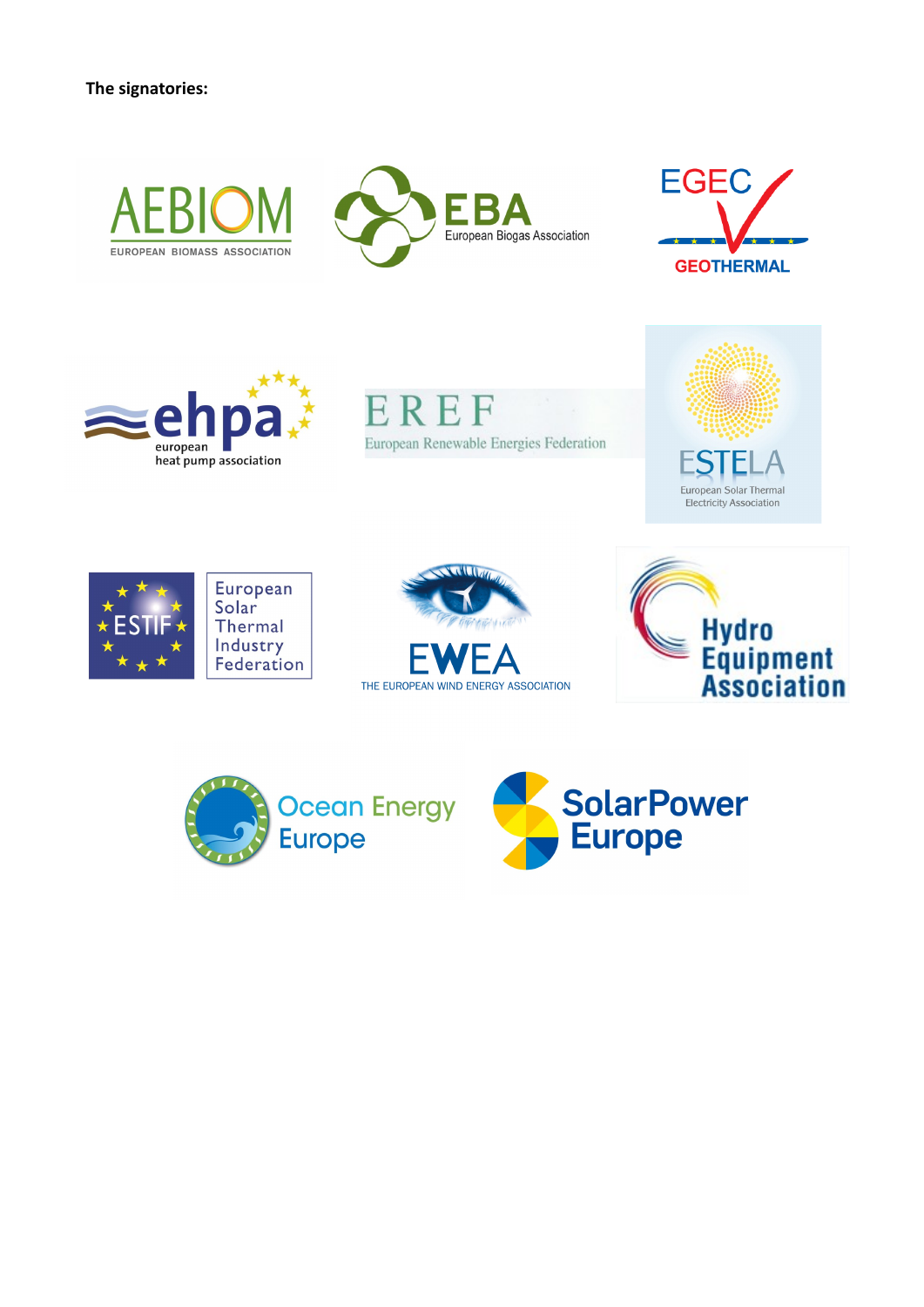**The signatories:**

AEBIOM
EUROPEAN BIOMASS ASSOCIATION

EBA
European Biogas Association

EGEC
GEOTHERMAL

ehpa
european heat pump association

EREF
European Renewable Energies Federation

ESTELA
European Solar Thermal Electricity Association

ESTIF
European Solar Thermal Industry Federation

EWEA
THE EUROPEAN WIND ENERGY ASSOCIATION

Hydro Equipment Association

Ocean Energy Europe

SolarPower Europe